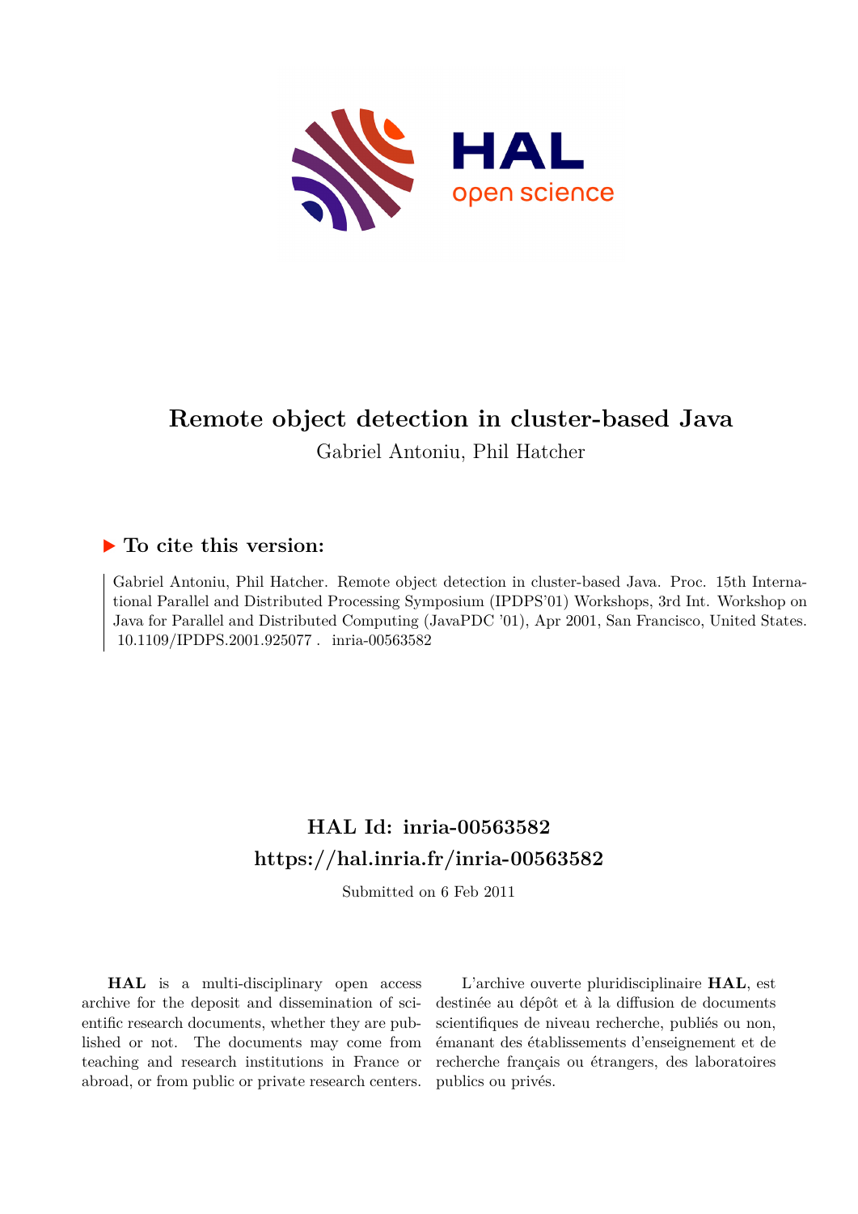# Remote object detection in cluster-based Java

Gabriel Antoniu, Phil Hatcher

## ▶ To cite this version:

Gabriel Antoniu, Phil Hatcher. Remote object detection in cluster-based Java. Proc. 15th International Parallel and Distributed Processing Symposium (IPDPS'01) Workshops, 3rd Int. Workshop on Java for Parallel and Distributed Computing (JavaPDC '01), Apr 2001, San Francisco, United States. 10.1109/IPDPS.2001.925077 . inria-00563582

## HAL Id: inria-00563582

## https://hal.inria.fr/inria-00563582

Submitted on 6 Feb 2011

**HAL** is a multi-disciplinary open access archive for the deposit and dissemination of scientific research documents, whether they are published or not. The documents may come from teaching and research institutions in France or abroad, or from public or private research centers.

L'archive ouverte pluridisciplinaire **HAL**, est destinée au dépôt et à la diffusion de documents scientifiques de niveau recherche, publiés ou non, émanant des établissements d'enseignement et de recherche français ou étrangers, des laboratoires publics ou privés.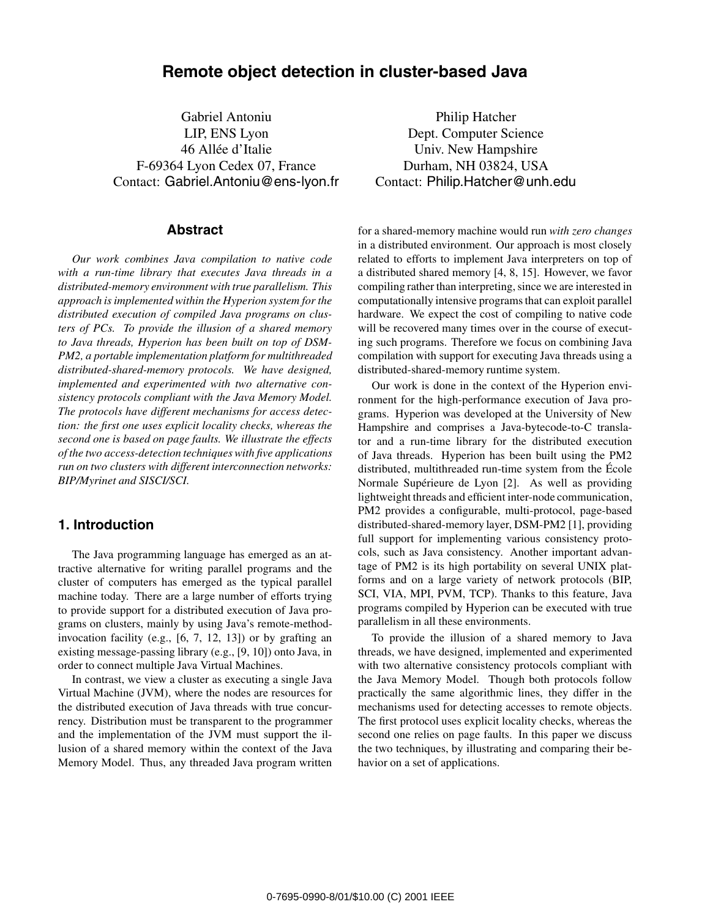# Remote object detection in cluster-based Java

Gabriel Antoniu
LIP, ENS Lyon
46 Allée d'Italie
F-69364 Lyon Cedex 07, France
Contact: Gabriel.Antoniu@ens-lyon.fr

Philip Hatcher
Dept. Computer Science
Univ. New Hampshire
Durham, NH 03824, USA
Contact: Philip.Hatcher@unh.edu

## Abstract

*Our work combines Java compilation to native code with a run-time library that executes Java threads in a distributed-memory environment with true parallelism. This approach is implemented within the Hyperion system for the distributed execution of compiled Java programs on clusters of PCs. To provide the illusion of a shared memory to Java threads, Hyperion has been built on top of DSM-PM2, a portable implementation platform for multithreaded distributed-shared-memory protocols. We have designed, implemented and experimented with two alternative consistency protocols compliant with the Java Memory Model. The protocols have different mechanisms for access detection: the first one uses explicit locality checks, whereas the second one is based on page faults. We illustrate the effects of the two access-detection techniques with five applications run on two clusters with different interconnection networks: BIP/Myrinet and SISCI/SCI.*

## 1. Introduction

The Java programming language has emerged as an attractive alternative for writing parallel programs and the cluster of computers has emerged as the typical parallel machine today. There are a large number of efforts trying to provide support for a distributed execution of Java programs on clusters, mainly by using Java's remote-method-invocation facility (e.g., [6, 7, 12, 13]) or by grafting an existing message-passing library (e.g., [9, 10]) onto Java, in order to connect multiple Java Virtual Machines.

In contrast, we view a cluster as executing a single Java Virtual Machine (JVM), where the nodes are resources for the distributed execution of Java threads with true concurrency. Distribution must be transparent to the programmer and the implementation of the JVM must support the illusion of a shared memory within the context of the Java Memory Model. Thus, any threaded Java program written for a shared-memory machine would run *with zero changes* in a distributed environment. Our approach is most closely related to efforts to implement Java interpreters on top of a distributed shared memory [4, 8, 15]. However, we favor compiling rather than interpreting, since we are interested in computationally intensive programs that can exploit parallel hardware. We expect the cost of compiling to native code will be recovered many times over in the course of executing such programs. Therefore we focus on combining Java compilation with support for executing Java threads using a distributed-shared-memory runtime system.

Our work is done in the context of the Hyperion environment for the high-performance execution of Java programs. Hyperion was developed at the University of New Hampshire and comprises a Java-bytecode-to-C translator and a run-time library for the distributed execution of Java threads. Hyperion has been built using the PM2 distributed, multithreaded run-time system from the École Normale Supérieure de Lyon [2]. As well as providing lightweight threads and efficient inter-node communication, PM2 provides a configurable, multi-protocol, page-based distributed-shared-memory layer, DSM-PM2 [1], providing full support for implementing various consistency protocols, such as Java consistency. Another important advantage of PM2 is its high portability on several UNIX platforms and on a large variety of network protocols (BIP, SCI, VIA, MPI, PVM, TCP). Thanks to this feature, Java programs compiled by Hyperion can be executed with true parallelism in all these environments.

To provide the illusion of a shared memory to Java threads, we have designed, implemented and experimented with two alternative consistency protocols compliant with the Java Memory Model. Though both protocols follow practically the same algorithmic lines, they differ in the mechanisms used for detecting accesses to remote objects. The first protocol uses explicit locality checks, whereas the second one relies on page faults. In this paper we discuss the two techniques, by illustrating and comparing their behavior on a set of applications.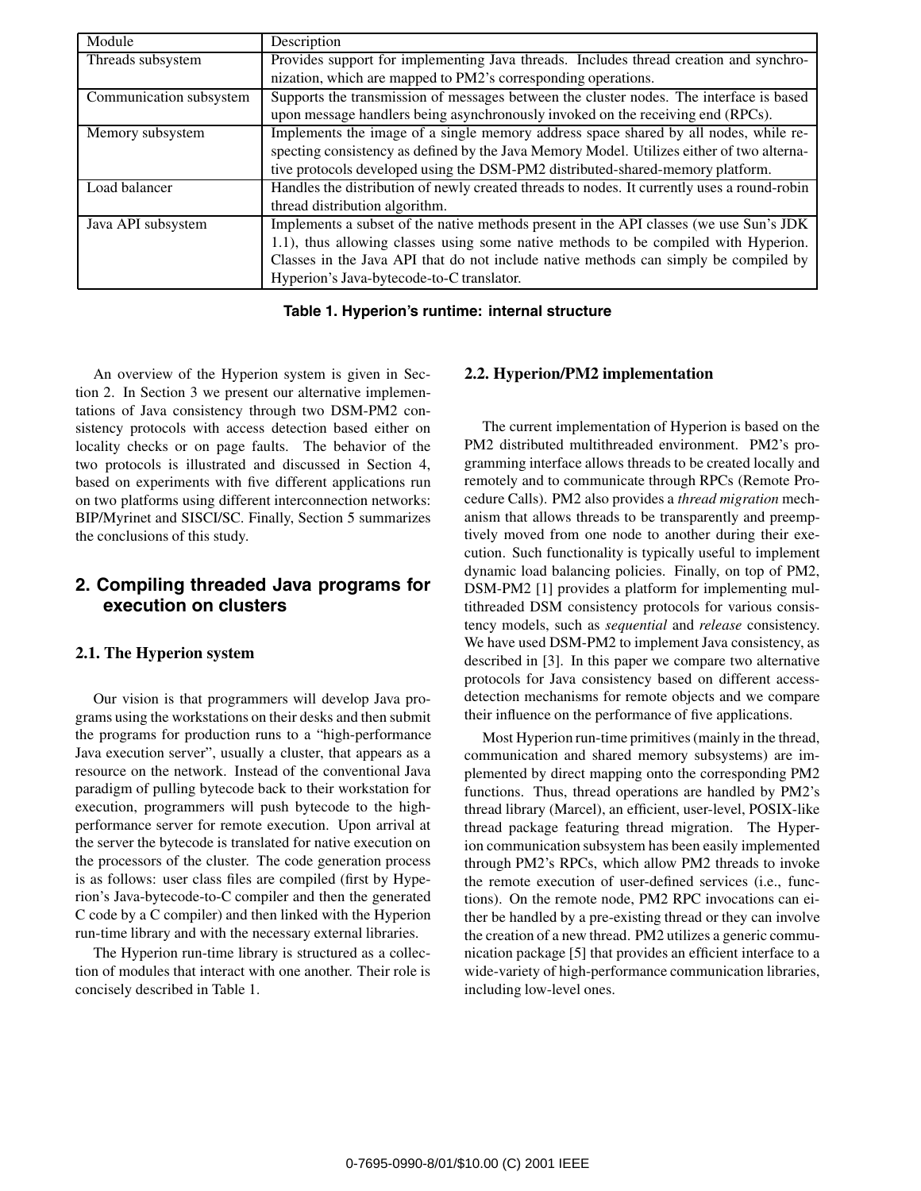| Module | Description |
|---|---|
| Threads subsystem | Provides support for implementing Java threads. Includes thread creation and synchronization, which are mapped to PM2's corresponding operations. |
| Communication subsystem | Supports the transmission of messages between the cluster nodes. The interface is based upon message handlers being asynchronously invoked on the receiving end (RPCs). |
| Memory subsystem | Implements the image of a single memory address space shared by all nodes, while respecting consistency as defined by the Java Memory Model. Utilizes either of two alternative protocols developed using the DSM-PM2 distributed-shared-memory platform. |
| Load balancer | Handles the distribution of newly created threads to nodes. It currently uses a round-robin thread distribution algorithm. |
| Java API subsystem | Implements a subset of the native methods present in the API classes (we use Sun's JDK 1.1), thus allowing classes using some native methods to be compiled with Hyperion. Classes in the Java API that do not include native methods can simply be compiled by Hyperion's Java-bytecode-to-C translator. |

**Table 1. Hyperion's runtime: internal structure**

An overview of the Hyperion system is given in Section 2. In Section 3 we present our alternative implementations of Java consistency through two DSM-PM2 consistency protocols with access detection based either on locality checks or on page faults. The behavior of the two protocols is illustrated and discussed in Section 4, based on experiments with five different applications run on two platforms using different interconnection networks: BIP/Myrinet and SISCI/SC. Finally, Section 5 summarizes the conclusions of this study.

## 2. Compiling threaded Java programs for execution on clusters

### 2.1. The Hyperion system

Our vision is that programmers will develop Java programs using the workstations on their desks and then submit the programs for production runs to a "high-performance Java execution server", usually a cluster, that appears as a resource on the network. Instead of the conventional Java paradigm of pulling bytecode back to their workstation for execution, programmers will push bytecode to the high-performance server for remote execution. Upon arrival at the server the bytecode is translated for native execution on the processors of the cluster. The code generation process is as follows: user class files are compiled (first by Hyperion's Java-bytecode-to-C compiler and then the generated C code by a C compiler) and then linked with the Hyperion run-time library and with the necessary external libraries.

The Hyperion run-time library is structured as a collection of modules that interact with one another. Their role is concisely described in Table 1.

### 2.2. Hyperion/PM2 implementation

The current implementation of Hyperion is based on the PM2 distributed multithreaded environment. PM2's programming interface allows threads to be created locally and remotely and to communicate through RPCs (Remote Procedure Calls). PM2 also provides a *thread migration* mechanism that allows threads to be transparently and preemptively moved from one node to another during their execution. Such functionality is typically useful to implement dynamic load balancing policies. Finally, on top of PM2, DSM-PM2 [1] provides a platform for implementing multithreaded DSM consistency protocols for various consistency models, such as *sequential* and *release* consistency. We have used DSM-PM2 to implement Java consistency, as described in [3]. In this paper we compare two alternative protocols for Java consistency based on different access-detection mechanisms for remote objects and we compare their influence on the performance of five applications.

Most Hyperion run-time primitives (mainly in the thread, communication and shared memory subsystems) are implemented by direct mapping onto the corresponding PM2 functions. Thus, thread operations are handled by PM2's thread library (Marcel), an efficient, user-level, POSIX-like thread package featuring thread migration. The Hyperion communication subsystem has been easily implemented through PM2's RPCs, which allow PM2 threads to invoke the remote execution of user-defined services (i.e., functions). On the remote node, PM2 RPC invocations can either be handled by a pre-existing thread or they can involve the creation of a new thread. PM2 utilizes a generic communication package [5] that provides an efficient interface to a wide-variety of high-performance communication libraries, including low-level ones.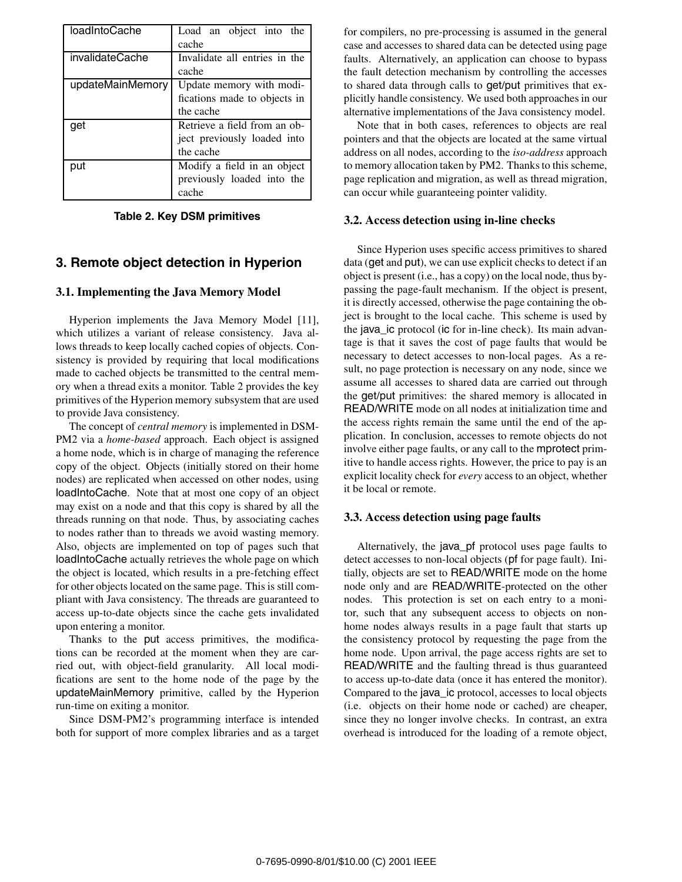| loadIntoCache | Load an object into the cache |
|---|---|
| invalidateCache | Invalidate all entries in the cache |
| updateMainMemory | Update memory with modifications made to objects in the cache |
| get | Retrieve a field from an object previously loaded into the cache |
| put | Modify a field in an object previously loaded into the cache |

**Table 2. Key DSM primitives**

## 3. Remote object detection in Hyperion

### 3.1. Implementing the Java Memory Model

Hyperion implements the Java Memory Model [11], which utilizes a variant of release consistency. Java allows threads to keep locally cached copies of objects. Consistency is provided by requiring that local modifications made to cached objects be transmitted to the central memory when a thread exits a monitor. Table 2 provides the key primitives of the Hyperion memory subsystem that are used to provide Java consistency.

The concept of *central memory* is implemented in DSM-PM2 via a *home-based* approach. Each object is assigned a home node, which is in charge of managing the reference copy of the object. Objects (initially stored on their home nodes) are replicated when accessed on other nodes, using loadIntoCache. Note that at most one copy of an object may exist on a node and that this copy is shared by all the threads running on that node. Thus, by associating caches to nodes rather than to threads we avoid wasting memory. Also, objects are implemented on top of pages such that loadIntoCache actually retrieves the whole page on which the object is located, which results in a pre-fetching effect for other objects located on the same page. This is still compliant with Java consistency. The threads are guaranteed to access up-to-date objects since the cache gets invalidated upon entering a monitor.

Thanks to the put access primitives, the modifications can be recorded at the moment when they are carried out, with object-field granularity. All local modifications are sent to the home node of the page by the updateMainMemory primitive, called by the Hyperion run-time on exiting a monitor.

Since DSM-PM2's programming interface is intended both for support of more complex libraries and as a target for compilers, no pre-processing is assumed in the general case and accesses to shared data can be detected using page faults. Alternatively, an application can choose to bypass the fault detection mechanism by controlling the accesses to shared data through calls to get/put primitives that explicitly handle consistency. We used both approaches in our alternative implementations of the Java consistency model.

Note that in both cases, references to objects are real pointers and that the objects are located at the same virtual address on all nodes, according to the *iso-address* approach to memory allocation taken by PM2. Thanks to this scheme, page replication and migration, as well as thread migration, can occur while guaranteeing pointer validity.

### 3.2. Access detection using in-line checks

Since Hyperion uses specific access primitives to shared data (get and put), we can use explicit checks to detect if an object is present (i.e., has a copy) on the local node, thus bypassing the page-fault mechanism. If the object is present, it is directly accessed, otherwise the page containing the object is brought to the local cache. This scheme is used by the java_ic protocol (ic for in-line check). Its main advantage is that it saves the cost of page faults that would be necessary to detect accesses to non-local pages. As a result, no page protection is necessary on any node, since we assume all accesses to shared data are carried out through the get/put primitives: the shared memory is allocated in READ/WRITE mode on all nodes at initialization time and the access rights remain the same until the end of the application. In conclusion, accesses to remote objects do not involve either page faults, or any call to the mprotect primitive to handle access rights. However, the price to pay is an explicit locality check for *every* access to an object, whether it be local or remote.

### 3.3. Access detection using page faults

Alternatively, the java_pf protocol uses page faults to detect accesses to non-local objects (pf for page fault). Initially, objects are set to READ/WRITE mode on the home node only and are READ/WRITE-protected on the other nodes. This protection is set on each entry to a monitor, such that any subsequent access to objects on non-home nodes always results in a page fault that starts up the consistency protocol by requesting the page from the home node. Upon arrival, the page access rights are set to READ/WRITE and the faulting thread is thus guaranteed to access up-to-date data (once it has entered the monitor). Compared to the java_ic protocol, accesses to local objects (i.e. objects on their home node or cached) are cheaper, since they no longer involve checks. In contrast, an extra overhead is introduced for the loading of a remote object,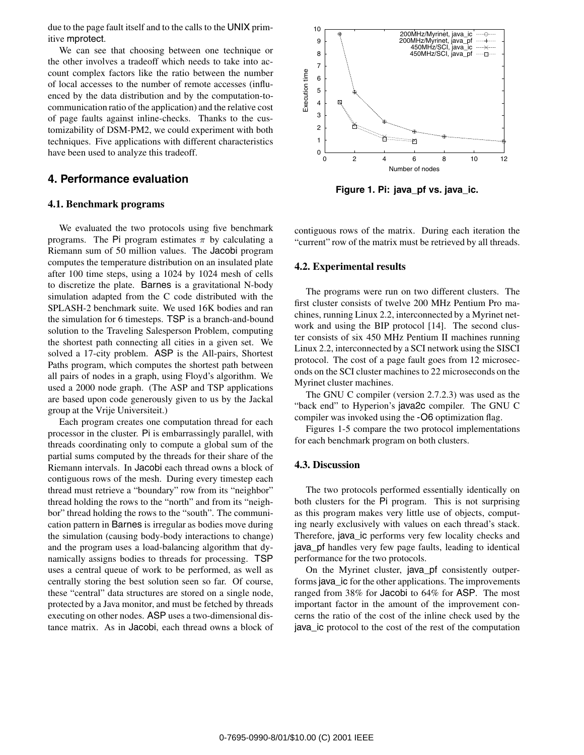due to the page fault itself and to the calls to the UNIX primitive mprotect.

We can see that choosing between one technique or the other involves a tradeoff which needs to take into account complex factors like the ratio between the number of local accesses to the number of remote accesses (influenced by the data distribution and by the computation-to-communication ratio of the application) and the relative cost of page faults against inline-checks. Thanks to the customizability of DSM-PM2, we could experiment with both techniques. Five applications with different characteristics have been used to analyze this tradeoff.

## 4. Performance evaluation

### 4.1. Benchmark programs

We evaluated the two protocols using five benchmark programs. The Pi program estimates $\pi$ by calculating a Riemann sum of 50 million values. The Jacobi program computes the temperature distribution on an insulated plate after 100 time steps, using a 1024 by 1024 mesh of cells to discretize the plate. Barnes is a gravitational N-body simulation adapted from the C code distributed with the SPLASH-2 benchmark suite. We used 16K bodies and ran the simulation for 6 timesteps. TSP is a branch-and-bound solution to the Traveling Salesperson Problem, computing the shortest path connecting all cities in a given set. We solved a 17-city problem. ASP is the All-pairs, Shortest Paths program, which computes the shortest path between all pairs of nodes in a graph, using Floyd's algorithm. We used a 2000 node graph. (The ASP and TSP applications are based upon code generously given to us by the Jackal group at the Vrije Universiteit.)

Each program creates one computation thread for each processor in the cluster. Pi is embarrassingly parallel, with threads coordinating only to compute a global sum of the partial sums computed by the threads for their share of the Riemann intervals. In Jacobi each thread owns a block of contiguous rows of the mesh. During every timestep each thread must retrieve a "boundary" row from its "neighbor" thread holding the rows to the "north" and from its "neighbor" thread holding the rows to the "south". The communication pattern in Barnes is irregular as bodies move during the simulation (causing body-body interactions to change) and the program uses a load-balancing algorithm that dynamically assigns bodies to threads for processing. TSP uses a central queue of work to be performed, as well as centrally storing the best solution seen so far. Of course, these "central" data structures are stored on a single node, protected by a Java monitor, and must be fetched by threads executing on other nodes. ASP uses a two-dimensional distance matrix. As in Jacobi, each thread owns a block of contiguous rows of the matrix. During each iteration the "current" row of the matrix must be retrieved by all threads.

**Figure 1. Pi: java_pf vs. java_ic.**

### 4.2. Experimental results

The programs were run on two different clusters. The first cluster consists of twelve 200 MHz Pentium Pro machines, running Linux 2.2, interconnected by a Myrinet network and using the BIP protocol [14]. The second cluster consists of six 450 MHz Pentium II machines running Linux 2.2, interconnected by a SCI network using the SISCI protocol. The cost of a page fault goes from 12 microseconds on the SCI cluster machines to 22 microseconds on the Myrinet cluster machines.

The GNU C compiler (version 2.7.2.3) was used as the "back end" to Hyperion's java2c compiler. The GNU C compiler was invoked using the -O6 optimization flag.

Figures 1-5 compare the two protocol implementations for each benchmark program on both clusters.

### 4.3. Discussion

The two protocols performed essentially identically on both clusters for the Pi program. This is not surprising as this program makes very little use of objects, computing nearly exclusively with values on each thread's stack. Therefore, java_ic performs very few locality checks and java_pf handles very few page faults, leading to identical performance for the two protocols.

On the Myrinet cluster, java_pf consistently outperforms java_ic for the other applications. The improvements ranged from 38% for Jacobi to 64% for ASP. The most important factor in the amount of the improvement concerns the ratio of the cost of the inline check used by the java_ic protocol to the cost of the rest of the computation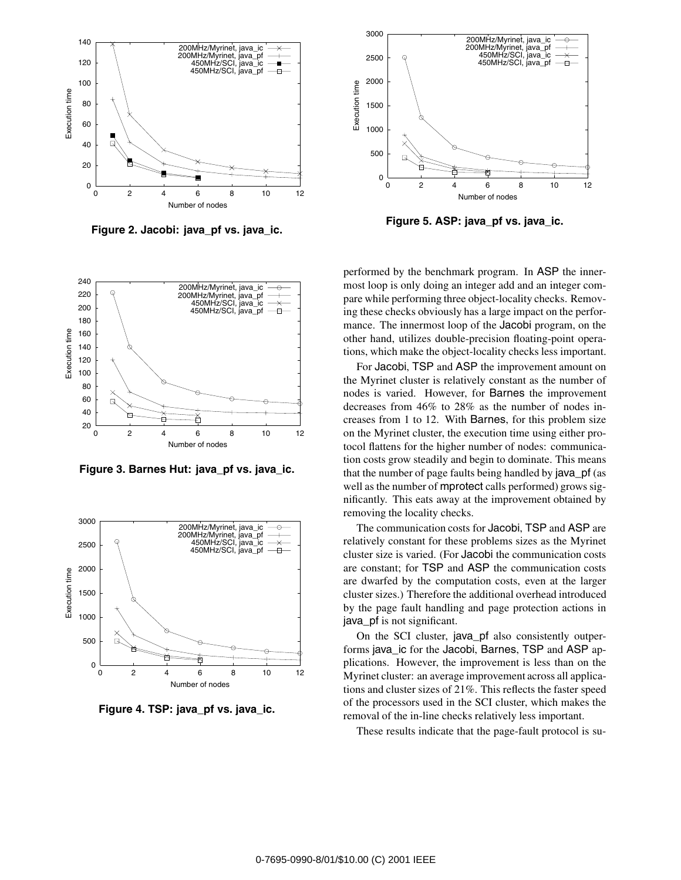Figure 2. Jacobi: java_pf vs. java_ic.

Figure 3. Barnes Hut: java_pf vs. java_ic.

Figure 4. TSP: java_pf vs. java_ic.

Figure 5. ASP: java_pf vs. java_ic.

performed by the benchmark program. In ASP the innermost loop is only doing an integer add and an integer compare while performing three object-locality checks. Removing these checks obviously has a large impact on the performance. The innermost loop of the Jacobi program, on the other hand, utilizes double-precision floating-point operations, which make the object-locality checks less important.

For Jacobi, TSP and ASP the improvement amount on the Myrinet cluster is relatively constant as the number of nodes is varied. However, for Barnes the improvement decreases from 46% to 28% as the number of nodes increases from 1 to 12. With Barnes, for this problem size on the Myrinet cluster, the execution time using either protocol flattens for the higher number of nodes: communication costs grow steadily and begin to dominate. This means that the number of page faults being handled by java_pf (as well as the number of mprotect calls performed) grows significantly. This eats away at the improvement obtained by removing the locality checks.

The communication costs for Jacobi, TSP and ASP are relatively constant for these problems sizes as the Myrinet cluster size is varied. (For Jacobi the communication costs are constant; for TSP and ASP the communication costs are dwarfed by the computation costs, even at the larger cluster sizes.) Therefore the additional overhead introduced by the page fault handling and page protection actions in java_pf is not significant.

On the SCI cluster, java_pf also consistently outperforms java_ic for the Jacobi, Barnes, TSP and ASP applications. However, the improvement is less than on the Myrinet cluster: an average improvement across all applications and cluster sizes of 21%. This reflects the faster speed of the processors used in the SCI cluster, which makes the removal of the in-line checks relatively less important.

These results indicate that the page-fault protocol is su-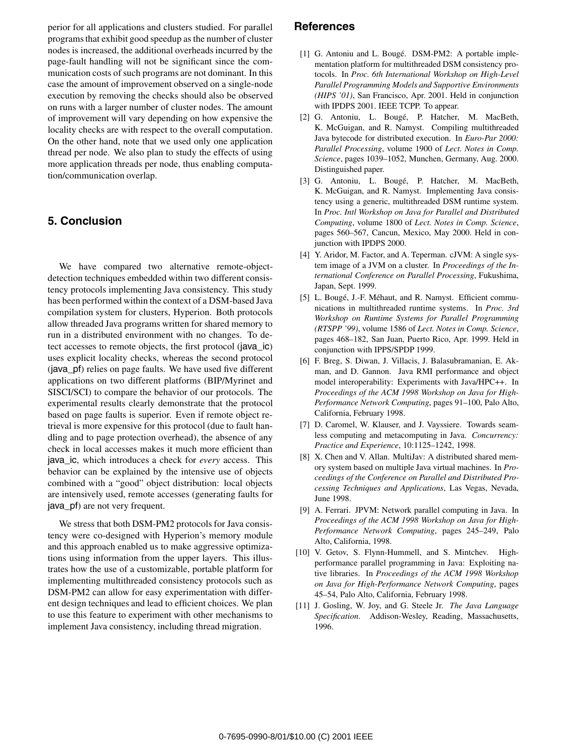perior for all applications and clusters studied. For parallel programs that exhibit good speedup as the number of cluster nodes is increased, the additional overheads incurred by the page-fault handling will not be significant since the communication costs of such programs are not dominant. In this case the amount of improvement observed on a single-node execution by removing the checks should also be observed on runs with a larger number of cluster nodes. The amount of improvement will vary depending on how expensive the locality checks are with respect to the overall computation. On the other hand, note that we used only one application thread per node. We also plan to study the effects of using more application threads per node, thus enabling computation/communication overlap.

## 5. Conclusion

We have compared two alternative remote-object-detection techniques embedded within two different consistency protocols implementing Java consistency. This study has been performed within the context of a DSM-based Java compilation system for clusters, Hyperion. Both protocols allow threaded Java programs written for shared memory to run in a distributed environment with no changes. To detect accesses to remote objects, the first protocol (java_ic) uses explicit locality checks, whereas the second protocol (java_pf) relies on page faults. We have used five different applications on two different platforms (BIP/Myrinet and SISCI/SCI) to compare the behavior of our protocols. The experimental results clearly demonstrate that the protocol based on page faults is superior. Even if remote object retrieval is more expensive for this protocol (due to fault handling and to page protection overhead), the absence of any check in local accesses makes it much more efficient than java_ic, which introduces a check for *every* access. This behavior can be explained by the intensive use of objects combined with a "good" object distribution: local objects are intensively used, remote accesses (generating faults for java_pf) are not very frequent.

We stress that both DSM-PM2 protocols for Java consistency were co-designed with Hyperion's memory module and this approach enabled us to make aggressive optimizations using information from the upper layers. This illustrates how the use of a customizable, portable platform for implementing multithreaded consistency protocols such as DSM-PM2 can allow for easy experimentation with different design techniques and lead to efficient choices. We plan to use this feature to experiment with other mechanisms to implement Java consistency, including thread migration.

## References

[1] G. Antoniu and L. Bougé. DSM-PM2: A portable implementation platform for multithreaded DSM consistency protocols. In *Proc. 6th International Workshop on High-Level Parallel Programming Models and Supportive Environments (HIPS '01)*, San Francisco, Apr. 2001. Held in conjunction with IPDPS 2001. IEEE TCPP. To appear.

[2] G. Antoniu, L. Bougé, P. Hatcher, M. MacBeth, K. McGuigan, and R. Namyst. Compiling multithreaded Java bytecode for distributed execution. In *Euro-Par 2000: Parallel Processing*, volume 1900 of *Lect. Notes in Comp. Science*, pages 1039–1052, Munchen, Germany, Aug. 2000. Distinguished paper.

[3] G. Antoniu, L. Bougé, P. Hatcher, M. MacBeth, K. McGuigan, and R. Namyst. Implementing Java consistency using a generic, multithreaded DSM runtime system. In *Proc. Intl Workshop on Java for Parallel and Distributed Computing*, volume 1800 of *Lect. Notes in Comp. Science*, pages 560–567, Cancun, Mexico, May 2000. Held in conjunction with IPDPS 2000.

[4] Y. Aridor, M. Factor, and A. Teperman. cJVM: A single system image of a JVM on a cluster. In *Proceedings of the International Conference on Parallel Processing*, Fukushima, Japan, Sept. 1999.

[5] L. Bougé, J.-F. Méhaut, and R. Namyst. Efficient communications in multithreaded runtime systems. In *Proc. 3rd Workshop on Runtime Systems for Parallel Programming (RTSPP '99)*, volume 1586 of *Lect. Notes in Comp. Science*, pages 468–182, San Juan, Puerto Rico, Apr. 1999. Held in conjunction with IPPS/SPDP 1999.

[6] F. Breg, S. Diwan, J. Villacis, J. Balasubramanian, E. Akman, and D. Gannon. Java RMI performance and object model interoperability: Experiments with Java/HPC++. In *Proceedings of the ACM 1998 Workshop on Java for High-Performance Network Computing*, pages 91–100, Palo Alto, California, February 1998.

[7] D. Caromel, W. Klauser, and J. Vayssiere. Towards seamless computing and metacomputing in Java. *Concurrency: Practice and Experience*, 10:1125–1242, 1998.

[8] X. Chen and V. Allan. MultiJav: A distributed shared memory system based on multiple Java virtual machines. In *Proceedings of the Conference on Parallel and Distributed Processing Techniques and Applications*, Las Vegas, Nevada, June 1998.

[9] A. Ferrari. JPVM: Network parallel computing in Java. In *Proceedings of the ACM 1998 Workshop on Java for High-Performance Network Computing*, pages 245–249, Palo Alto, California, 1998.

[10] V. Getov, S. Flynn-Hummell, and S. Mintchev. High-performance parallel programming in Java: Exploiting native libraries. In *Proceedings of the ACM 1998 Workshop on Java for High-Performance Network Computing*, pages 45–54, Palo Alto, California, February 1998.

[11] J. Gosling, W. Joy, and G. Steele Jr. *The Java Language Specification*. Addison-Wesley, Reading, Massachusetts, 1996.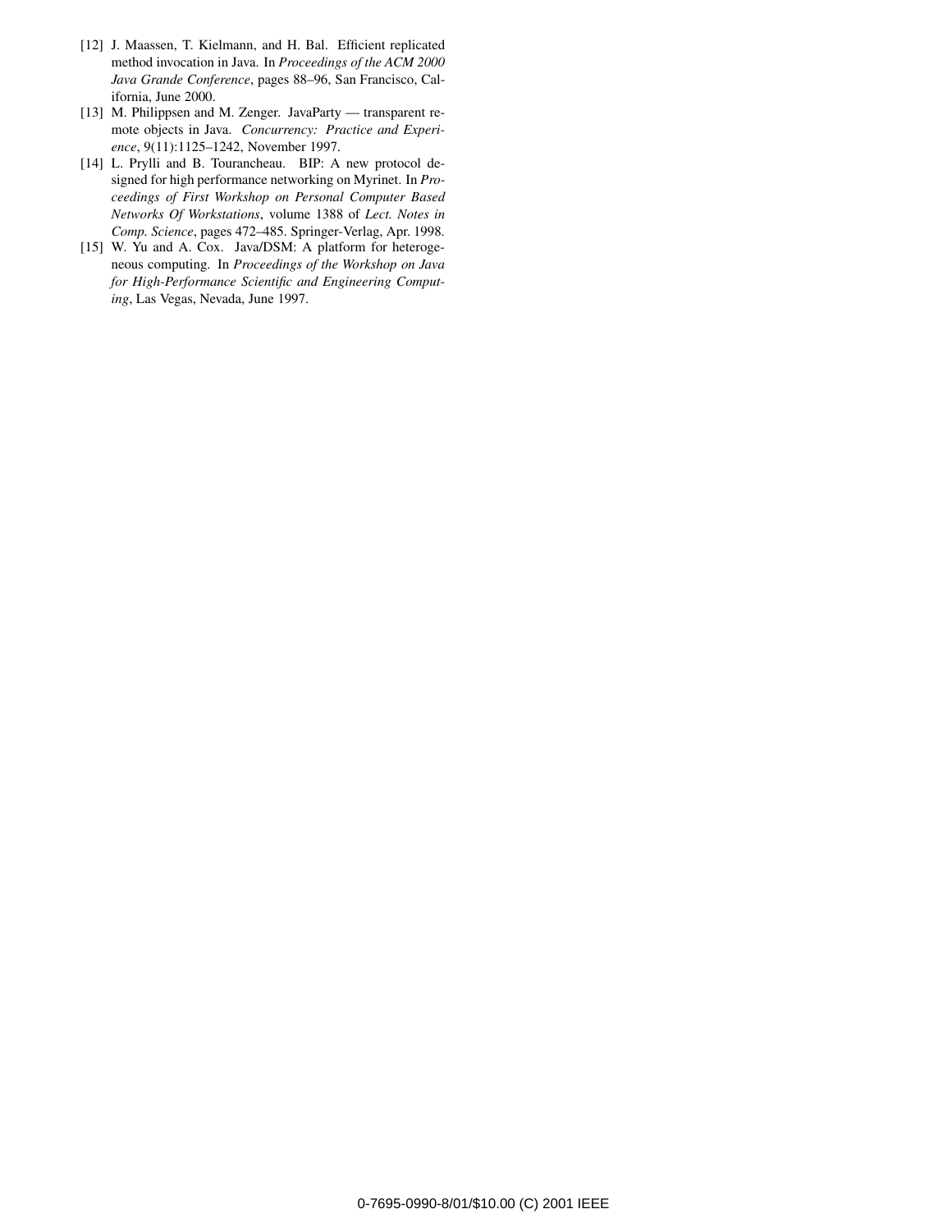[12] J. Maassen, T. Kielmann, and H. Bal. Efficient replicated method invocation in Java. In *Proceedings of the ACM 2000 Java Grande Conference*, pages 88–96, San Francisco, California, June 2000.

[13] M. Philippsen and M. Zenger. JavaParty — transparent remote objects in Java. *Concurrency: Practice and Experience*, 9(11):1125–1242, November 1997.

[14] L. Prylli and B. Tourancheau. BIP: A new protocol designed for high performance networking on Myrinet. In *Proceedings of First Workshop on Personal Computer Based Networks Of Workstations*, volume 1388 of *Lect. Notes in Comp. Science*, pages 472–485. Springer-Verlag, Apr. 1998.

[15] W. Yu and A. Cox. Java/DSM: A platform for heterogeneous computing. In *Proceedings of the Workshop on Java for High-Performance Scientific and Engineering Computing*, Las Vegas, Nevada, June 1997.